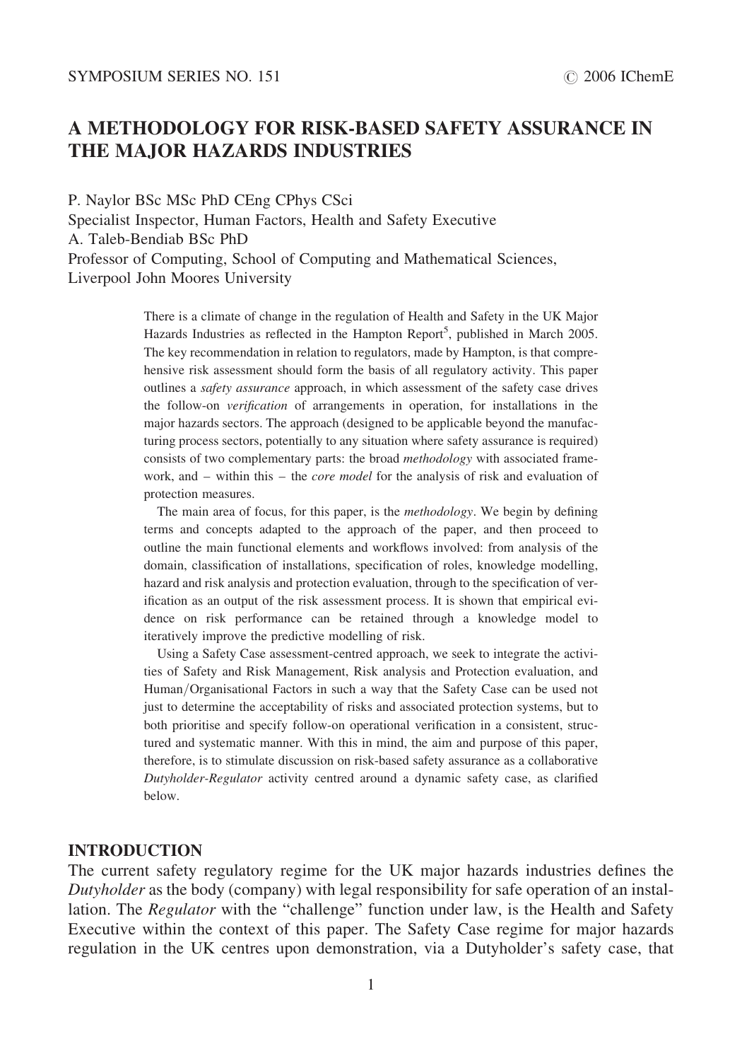# A METHODOLOGY FOR RISK-BASED SAFETY ASSURANCE IN THE MAJOR HAZARDS INDUSTRIES

P. Naylor BSc MSc PhD CEng CPhys CSci
Specialist Inspector, Human Factors, Health and Safety Executive
A. Taleb-Bendiab BSc PhD
Professor of Computing, School of Computing and Mathematical Sciences, Liverpool John Moores University

There is a climate of change in the regulation of Health and Safety in the UK Major Hazards Industries as reflected in the Hampton Report[5], published in March 2005. The key recommendation in relation to regulators, made by Hampton, is that comprehensive risk assessment should form the basis of all regulatory activity. This paper outlines a *safety assurance* approach, in which assessment of the safety case drives the follow-on *verification* of arrangements in operation, for installations in the major hazards sectors. The approach (designed to be applicable beyond the manufacturing process sectors, potentially to any situation where safety assurance is required) consists of two complementary parts: the broad *methodology* with associated framework, and – within this – the *core model* for the analysis of risk and evaluation of protection measures.

The main area of focus, for this paper, is the *methodology*. We begin by defining terms and concepts adapted to the approach of the paper, and then proceed to outline the main functional elements and workflows involved: from analysis of the domain, classification of installations, specification of roles, knowledge modelling, hazard and risk analysis and protection evaluation, through to the specification of verification as an output of the risk assessment process. It is shown that empirical evidence on risk performance can be retained through a knowledge model to iteratively improve the predictive modelling of risk.

Using a Safety Case assessment-centred approach, we seek to integrate the activities of Safety and Risk Management, Risk analysis and Protection evaluation, and Human/Organisational Factors in such a way that the Safety Case can be used not just to determine the acceptability of risks and associated protection systems, but to both prioritise and specify follow-on operational verification in a consistent, structured and systematic manner. With this in mind, the aim and purpose of this paper, therefore, is to stimulate discussion on risk-based safety assurance as a collaborative *Dutyholder-Regulator* activity centred around a dynamic safety case, as clarified below.

## INTRODUCTION

The current safety regulatory regime for the UK major hazards industries defines the *Dutyholder* as the body (company) with legal responsibility for safe operation of an installation. The *Regulator* with the "challenge" function under law, is the Health and Safety Executive within the context of this paper. The Safety Case regime for major hazards regulation in the UK centres upon demonstration, via a Dutyholder's safety case, that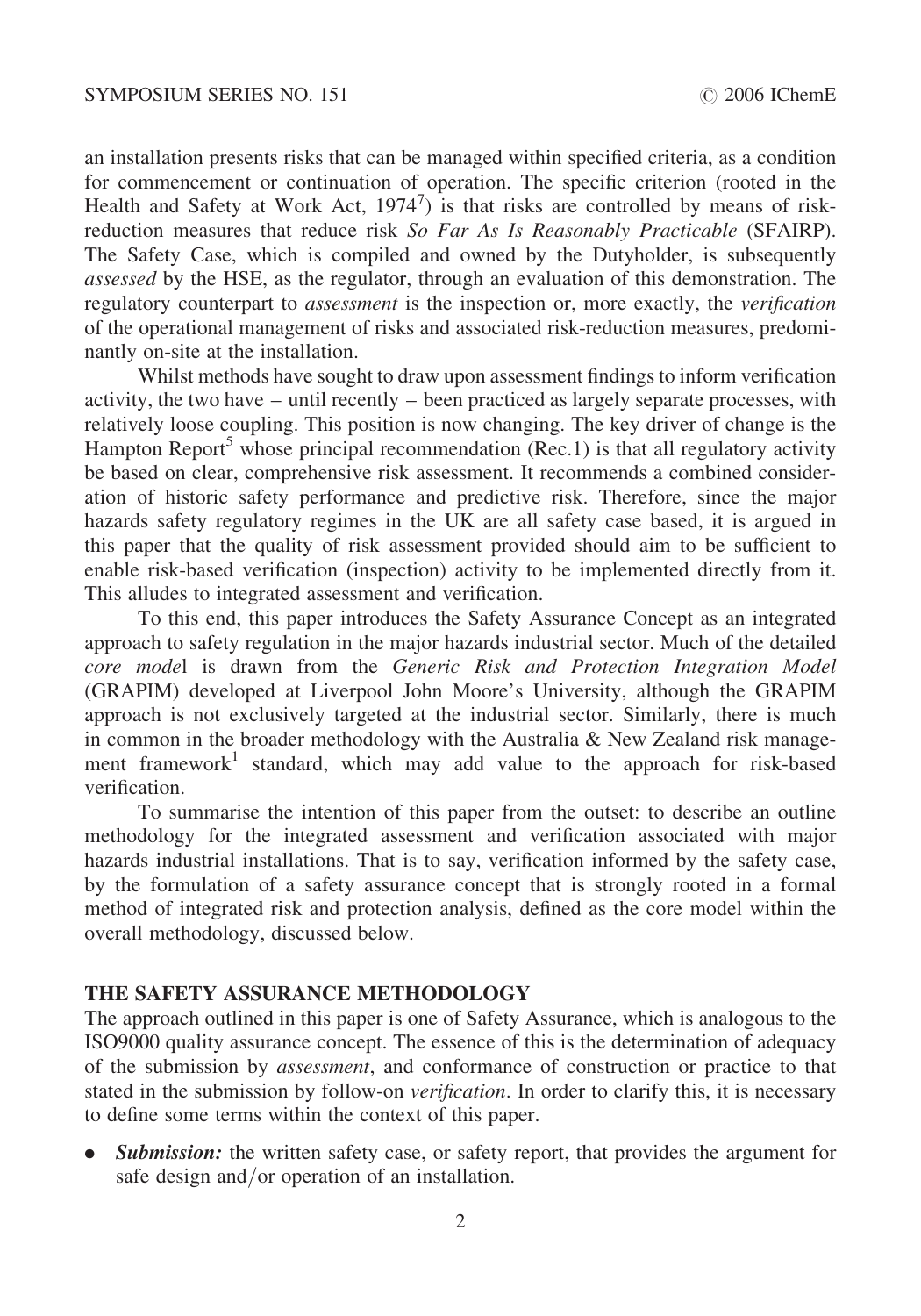an installation presents risks that can be managed within specified criteria, as a condition for commencement or continuation of operation. The specific criterion (rooted in the Health and Safety at Work Act, 1974[7]) is that risks are controlled by means of risk-reduction measures that reduce risk *So Far As Is Reasonably Practicable* (SFAIRP). The Safety Case, which is compiled and owned by the Dutyholder, is subsequently *assessed* by the HSE, as the regulator, through an evaluation of this demonstration. The regulatory counterpart to *assessment* is the inspection or, more exactly, the *verification* of the operational management of risks and associated risk-reduction measures, predominantly on-site at the installation.

Whilst methods have sought to draw upon assessment findings to inform verification activity, the two have – until recently – been practiced as largely separate processes, with relatively loose coupling. This position is now changing. The key driver of change is the Hampton Report[5] whose principal recommendation (Rec.1) is that all regulatory activity be based on clear, comprehensive risk assessment. It recommends a combined consideration of historic safety performance and predictive risk. Therefore, since the major hazards safety regulatory regimes in the UK are all safety case based, it is argued in this paper that the quality of risk assessment provided should aim to be sufficient to enable risk-based verification (inspection) activity to be implemented directly from it. This alludes to integrated assessment and verification.

To this end, this paper introduces the Safety Assurance Concept as an integrated approach to safety regulation in the major hazards industrial sector. Much of the detailed *core model* is drawn from the *Generic Risk and Protection Integration Model* (GRAPIM) developed at Liverpool John Moore's University, although the GRAPIM approach is not exclusively targeted at the industrial sector. Similarly, there is much in common in the broader methodology with the Australia & New Zealand risk management framework[1] standard, which may add value to the approach for risk-based verification.

To summarise the intention of this paper from the outset: to describe an outline methodology for the integrated assessment and verification associated with major hazards industrial installations. That is to say, verification informed by the safety case, by the formulation of a safety assurance concept that is strongly rooted in a formal method of integrated risk and protection analysis, defined as the core model within the overall methodology, discussed below.

## THE SAFETY ASSURANCE METHODOLOGY

The approach outlined in this paper is one of Safety Assurance, which is analogous to the ISO9000 quality assurance concept. The essence of this is the determination of adequacy of the submission by *assessment*, and conformance of construction or practice to that stated in the submission by follow-on *verification*. In order to clarify this, it is necessary to define some terms within the context of this paper.

- ***Submission:*** the written safety case, or safety report, that provides the argument for safe design and/or operation of an installation.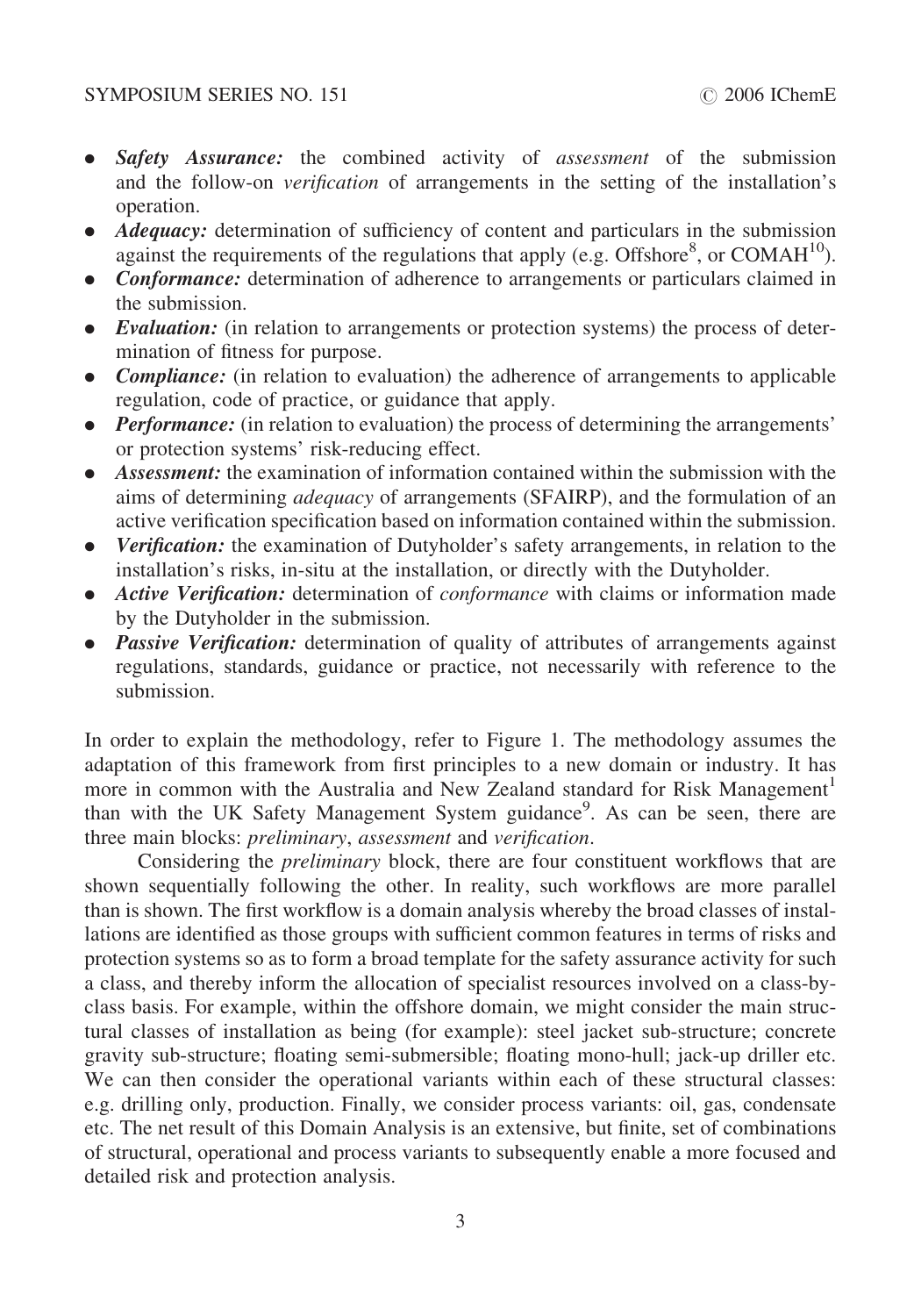- ***Safety Assurance:*** the combined activity of *assessment* of the submission and the follow-on *verification* of arrangements in the setting of the installation's operation.
- ***Adequacy:*** determination of sufficiency of content and particulars in the submission against the requirements of the regulations that apply (e.g. Offshore[8], or COMAH[10]).
- ***Conformance:*** determination of adherence to arrangements or particulars claimed in the submission.
- ***Evaluation:*** (in relation to arrangements or protection systems) the process of determination of fitness for purpose.
- ***Compliance:*** (in relation to evaluation) the adherence of arrangements to applicable regulation, code of practice, or guidance that apply.
- ***Performance:*** (in relation to evaluation) the process of determining the arrangements' or protection systems' risk-reducing effect.
- ***Assessment:*** the examination of information contained within the submission with the aims of determining *adequacy* of arrangements (SFAIRP), and the formulation of an active verification specification based on information contained within the submission.
- ***Verification:*** the examination of Dutyholder's safety arrangements, in relation to the installation's risks, in-situ at the installation, or directly with the Dutyholder.
- ***Active Verification:*** determination of *conformance* with claims or information made by the Dutyholder in the submission.
- ***Passive Verification:*** determination of quality of attributes of arrangements against regulations, standards, guidance or practice, not necessarily with reference to the submission.

In order to explain the methodology, refer to Figure 1. The methodology assumes the adaptation of this framework from first principles to a new domain or industry. It has more in common with the Australia and New Zealand standard for Risk Management[1] than with the UK Safety Management System guidance[9]. As can be seen, there are three main blocks: *preliminary*, *assessment* and *verification*.

Considering the *preliminary* block, there are four constituent workflows that are shown sequentially following the other. In reality, such workflows are more parallel than is shown. The first workflow is a domain analysis whereby the broad classes of installations are identified as those groups with sufficient common features in terms of risks and protection systems so as to form a broad template for the safety assurance activity for such a class, and thereby inform the allocation of specialist resources involved on a class-by-class basis. For example, within the offshore domain, we might consider the main structural classes of installation as being (for example): steel jacket sub-structure; concrete gravity sub-structure; floating semi-submersible; floating mono-hull; jack-up driller etc. We can then consider the operational variants within each of these structural classes: e.g. drilling only, production. Finally, we consider process variants: oil, gas, condensate etc. The net result of this Domain Analysis is an extensive, but finite, set of combinations of structural, operational and process variants to subsequently enable a more focused and detailed risk and protection analysis.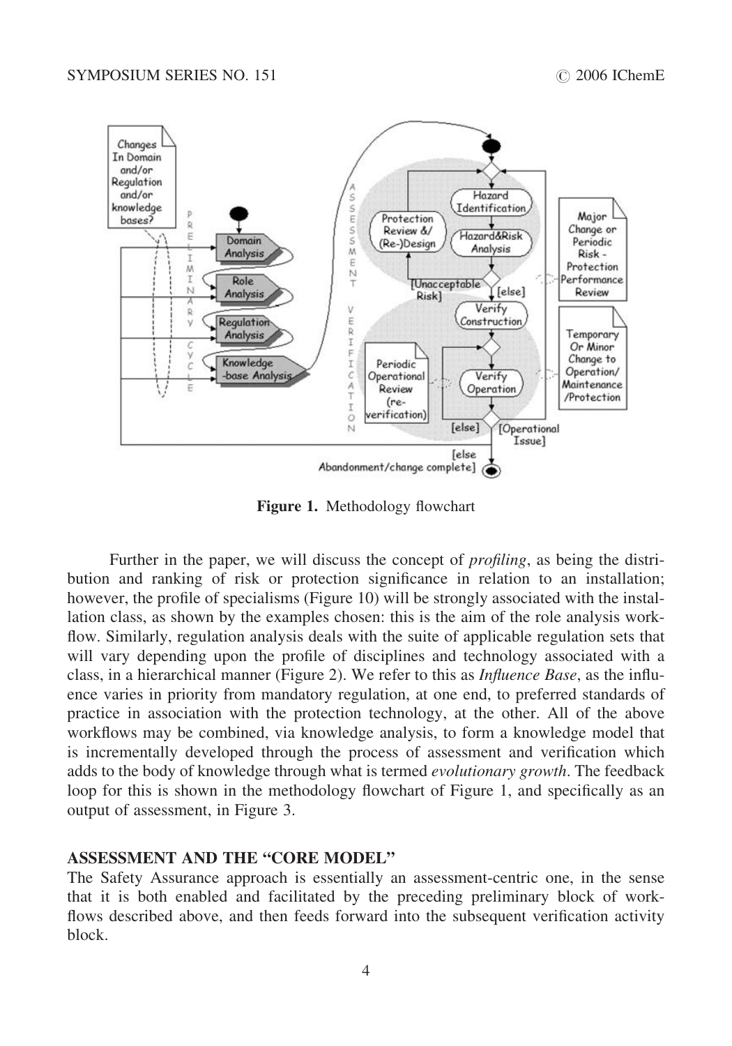**Figure 1.** Methodology flowchart

Further in the paper, we will discuss the concept of *profiling*, as being the distribution and ranking of risk or protection significance in relation to an installation; however, the profile of specialisms (Figure 10) will be strongly associated with the installation class, as shown by the examples chosen: this is the aim of the role analysis workflow. Similarly, regulation analysis deals with the suite of applicable regulation sets that will vary depending upon the profile of disciplines and technology associated with a class, in a hierarchical manner (Figure 2). We refer to this as *Influence Base*, as the influence varies in priority from mandatory regulation, at one end, to preferred standards of practice in association with the protection technology, at the other. All of the above workflows may be combined, via knowledge analysis, to form a knowledge model that is incrementally developed through the process of assessment and verification which adds to the body of knowledge through what is termed *evolutionary growth*. The feedback loop for this is shown in the methodology flowchart of Figure 1, and specifically as an output of assessment, in Figure 3.

## ASSESSMENT AND THE "CORE MODEL"

The Safety Assurance approach is essentially an assessment-centric one, in the sense that it is both enabled and facilitated by the preceding preliminary block of workflows described above, and then feeds forward into the subsequent verification activity block.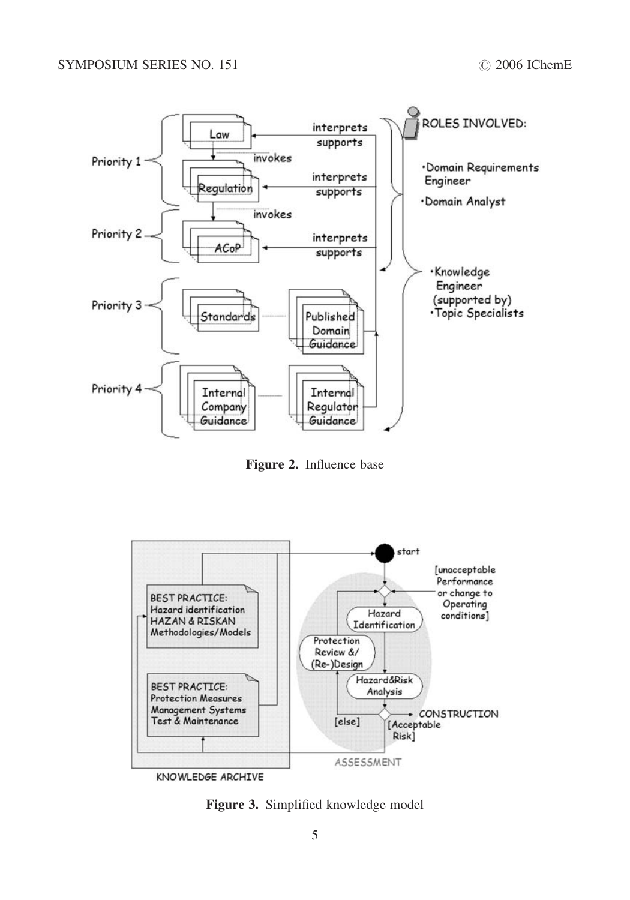Figure 2. Influence base

Figure 3. Simplified knowledge model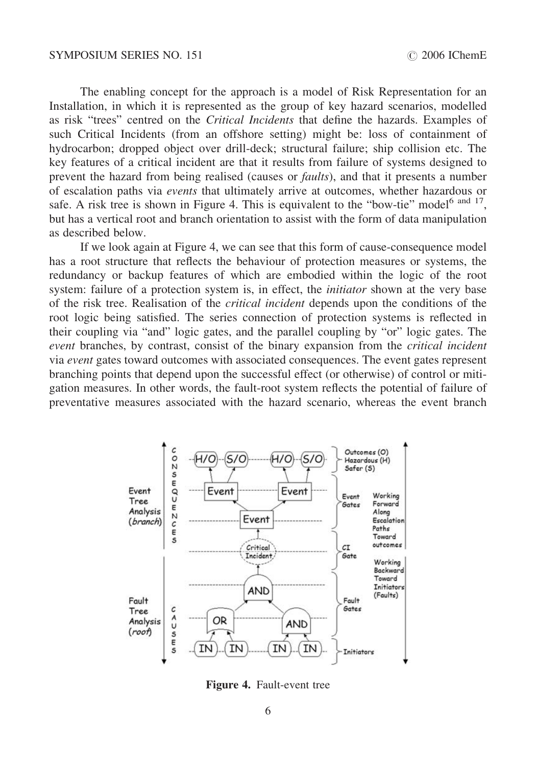The enabling concept for the approach is a model of Risk Representation for an Installation, in which it is represented as the group of key hazard scenarios, modelled as risk "trees" centred on the *Critical Incidents* that define the hazards. Examples of such Critical Incidents (from an offshore setting) might be: loss of containment of hydrocarbon; dropped object over drill-deck; structural failure; ship collision etc. The key features of a critical incident are that it results from failure of systems designed to prevent the hazard from being realised (causes or *faults*), and that it presents a number of escalation paths via *events* that ultimately arrive at outcomes, whether hazardous or safe. A risk tree is shown in Figure 4. This is equivalent to the "bow-tie" model[6 and 17], but has a vertical root and branch orientation to assist with the form of data manipulation as described below.

If we look again at Figure 4, we can see that this form of cause-consequence model has a root structure that reflects the behaviour of protection measures or systems, the redundancy or backup features of which are embodied within the logic of the root system: failure of a protection system is, in effect, the *initiator* shown at the very base of the risk tree. Realisation of the *critical incident* depends upon the conditions of the root logic being satisfied. The series connection of protection systems is reflected in their coupling via "and" logic gates, and the parallel coupling by "or" logic gates. The *event* branches, by contrast, consist of the binary expansion from the *critical incident* via *event* gates toward outcomes with associated consequences. The event gates represent branching points that depend upon the successful effect (or otherwise) of control or mitigation measures. In other words, the fault-root system reflects the potential of failure of preventative measures associated with the hazard scenario, whereas the event branch

**Figure 4.** Fault-event tree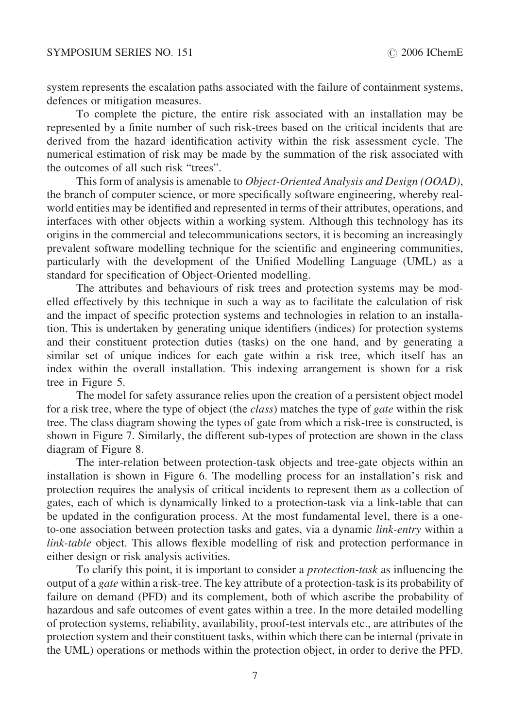system represents the escalation paths associated with the failure of containment systems, defences or mitigation measures.

To complete the picture, the entire risk associated with an installation may be represented by a finite number of such risk-trees based on the critical incidents that are derived from the hazard identification activity within the risk assessment cycle. The numerical estimation of risk may be made by the summation of the risk associated with the outcomes of all such risk "trees".

This form of analysis is amenable to *Object-Oriented Analysis and Design (OOAD)*, the branch of computer science, or more specifically software engineering, whereby real-world entities may be identified and represented in terms of their attributes, operations, and interfaces with other objects within a working system. Although this technology has its origins in the commercial and telecommunications sectors, it is becoming an increasingly prevalent software modelling technique for the scientific and engineering communities, particularly with the development of the Unified Modelling Language (UML) as a standard for specification of Object-Oriented modelling.

The attributes and behaviours of risk trees and protection systems may be modelled effectively by this technique in such a way as to facilitate the calculation of risk and the impact of specific protection systems and technologies in relation to an installation. This is undertaken by generating unique identifiers (indices) for protection systems and their constituent protection duties (tasks) on the one hand, and by generating a similar set of unique indices for each gate within a risk tree, which itself has an index within the overall installation. This indexing arrangement is shown for a risk tree in Figure 5.

The model for safety assurance relies upon the creation of a persistent object model for a risk tree, where the type of object (the *class*) matches the type of *gate* within the risk tree. The class diagram showing the types of gate from which a risk-tree is constructed, is shown in Figure 7. Similarly, the different sub-types of protection are shown in the class diagram of Figure 8.

The inter-relation between protection-task objects and tree-gate objects within an installation is shown in Figure 6. The modelling process for an installation's risk and protection requires the analysis of critical incidents to represent them as a collection of gates, each of which is dynamically linked to a protection-task via a link-table that can be updated in the configuration process. At the most fundamental level, there is a one-to-one association between protection tasks and gates, via a dynamic *link-entry* within a *link-table* object. This allows flexible modelling of risk and protection performance in either design or risk analysis activities.

To clarify this point, it is important to consider a *protection-task* as influencing the output of a *gate* within a risk-tree. The key attribute of a protection-task is its probability of failure on demand (PFD) and its complement, both of which ascribe the probability of hazardous and safe outcomes of event gates within a tree. In the more detailed modelling of protection systems, reliability, availability, proof-test intervals etc., are attributes of the protection system and their constituent tasks, within which there can be internal (private in the UML) operations or methods within the protection object, in order to derive the PFD.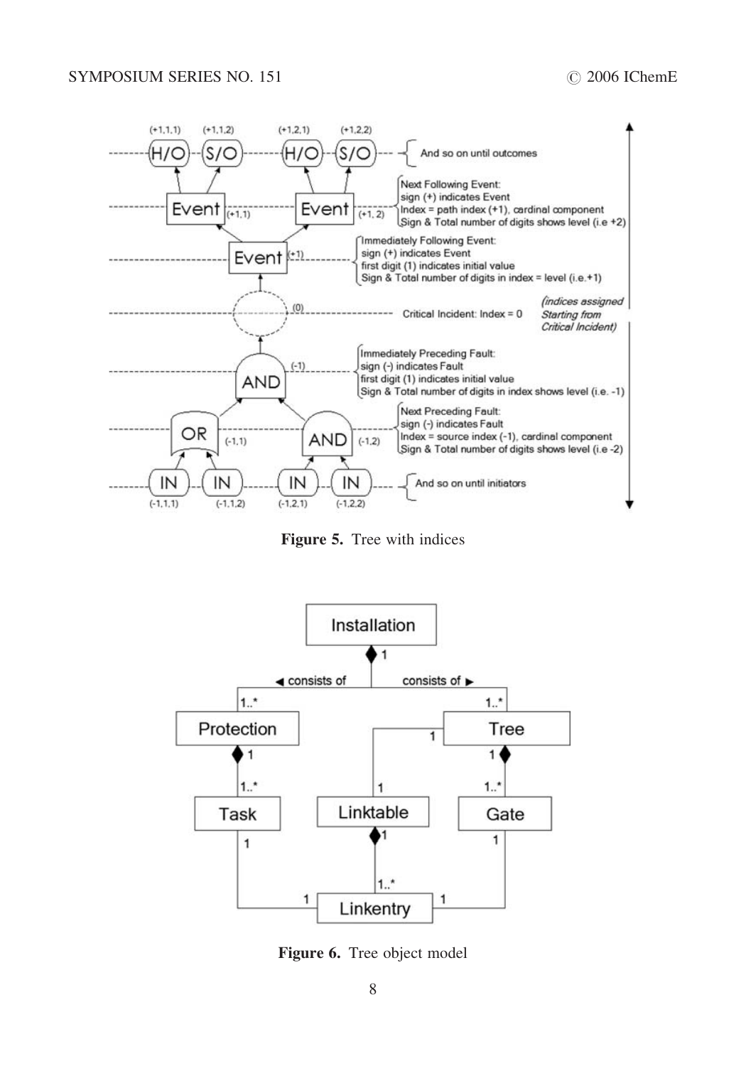Figure 5. Tree with indices

Figure 6. Tree object model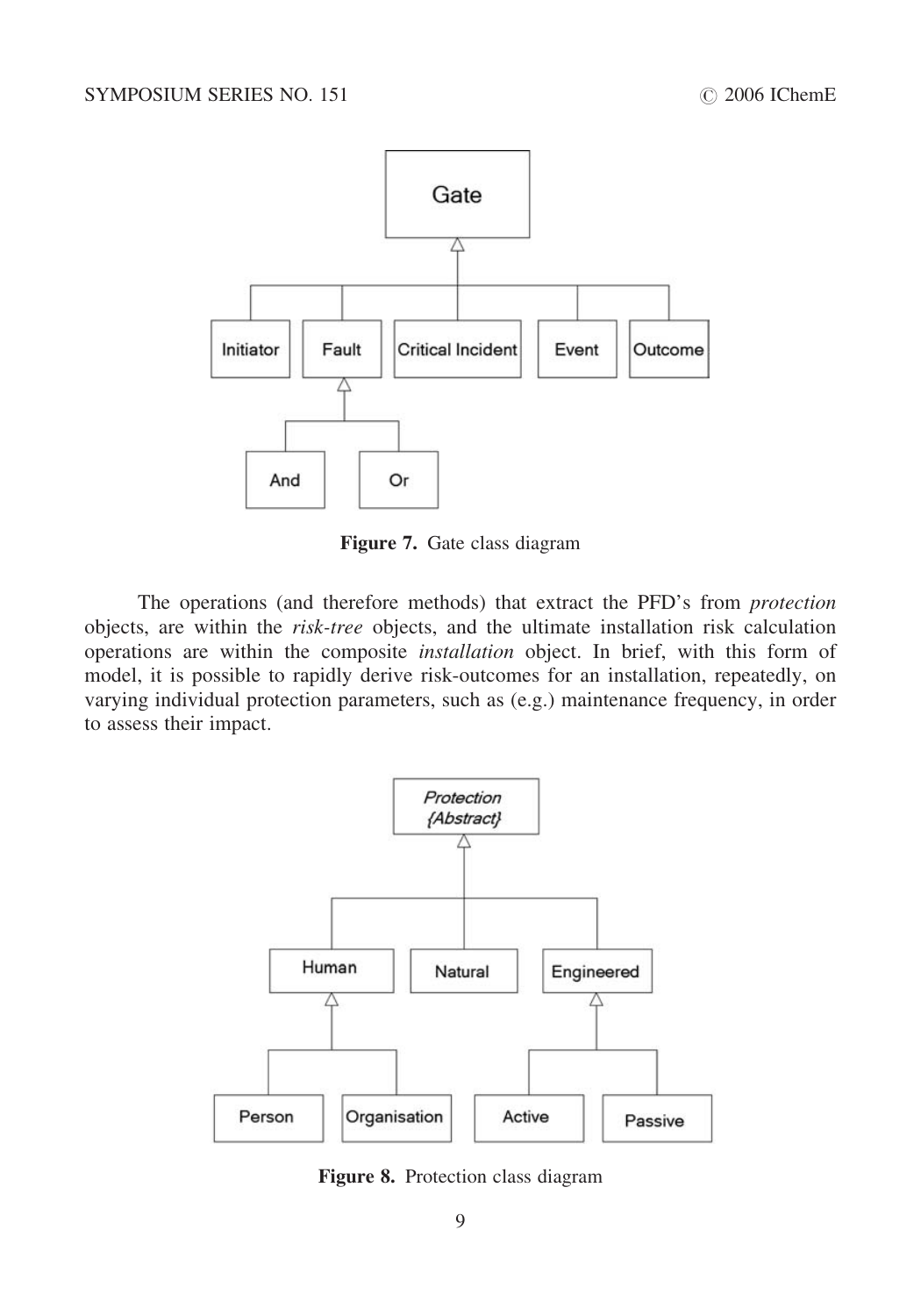**Figure 7.** Gate class diagram

The operations (and therefore methods) that extract the PFD's from *protection* objects, are within the *risk-tree* objects, and the ultimate installation risk calculation operations are within the composite *installation* object. In brief, with this form of model, it is possible to rapidly derive risk-outcomes for an installation, repeatedly, on varying individual protection parameters, such as (e.g.) maintenance frequency, in order to assess their impact.

**Figure 8.** Protection class diagram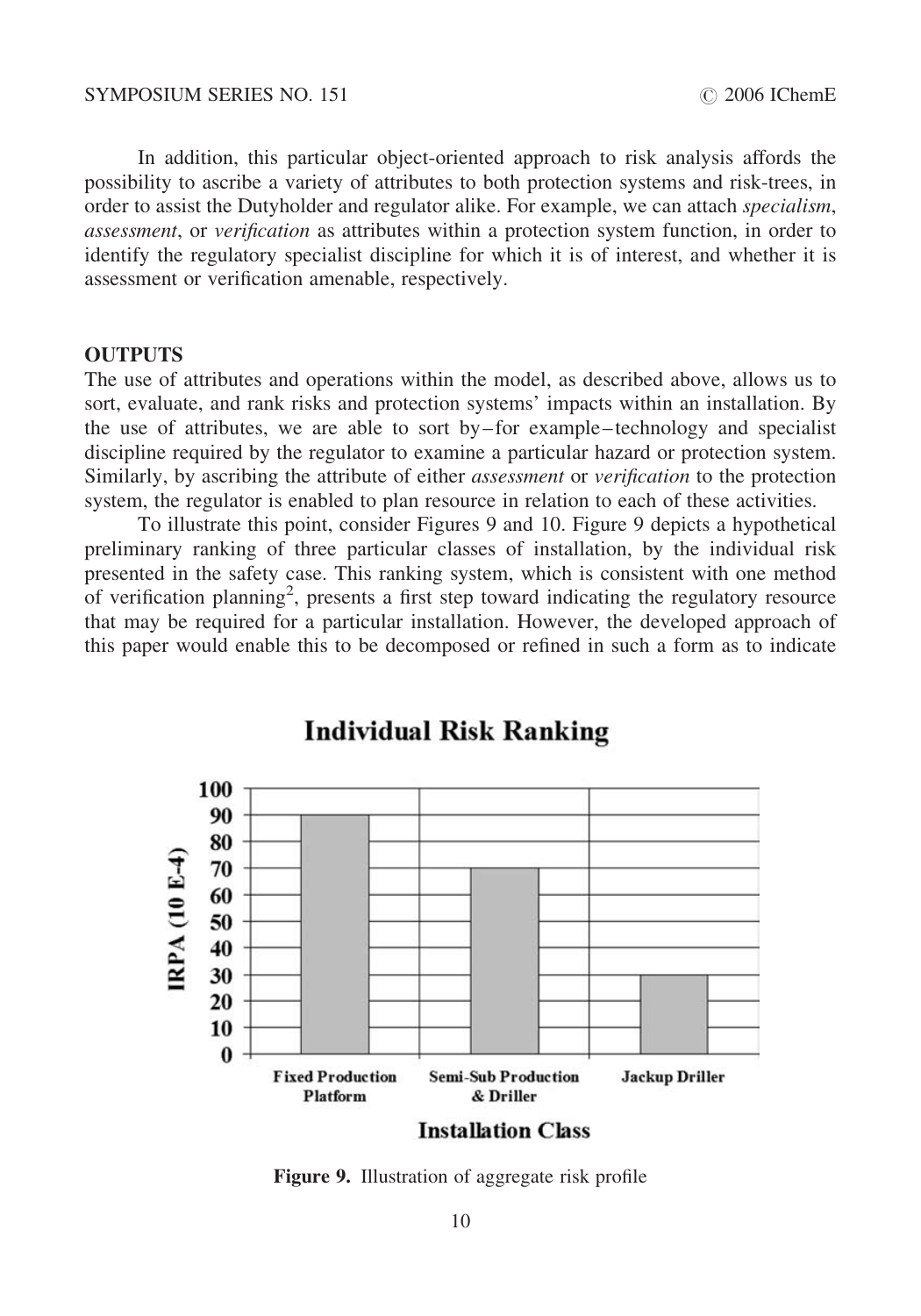In addition, this particular object-oriented approach to risk analysis affords the possibility to ascribe a variety of attributes to both protection systems and risk-trees, in order to assist the Dutyholder and regulator alike. For example, we can attach *specialism*, *assessment*, or *verification* as attributes within a protection system function, in order to identify the regulatory specialist discipline for which it is of interest, and whether it is assessment or verification amenable, respectively.

## OUTPUTS

The use of attributes and operations within the model, as described above, allows us to sort, evaluate, and rank risks and protection systems' impacts within an installation. By the use of attributes, we are able to sort by – for example – technology and specialist discipline required by the regulator to examine a particular hazard or protection system. Similarly, by ascribing the attribute of either *assessment* or *verification* to the protection system, the regulator is enabled to plan resource in relation to each of these activities.

To illustrate this point, consider Figures 9 and 10. Figure 9 depicts a hypothetical preliminary ranking of three particular classes of installation, by the individual risk presented in the safety case. This ranking system, which is consistent with one method of verification planning[2], presents a first step toward indicating the regulatory resource that may be required for a particular installation. However, the developed approach of this paper would enable this to be decomposed or refined in such a form as to indicate

**Individual Risk Ranking**

| Installation Class | IRPA (10 E-4) |
|---|---|
| Fixed Production Platform | 90 |
| Semi-Sub Production & Driller | 70 |
| Jackup Driller | 30 |

**Figure 9.** Illustration of aggregate risk profile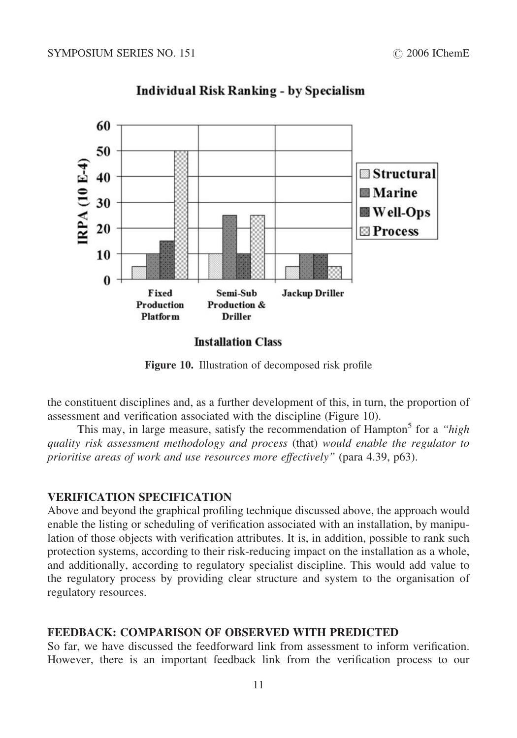Figure 10. Illustration of decomposed risk profile

the constituent disciplines and, as a further development of this, in turn, the proportion of assessment and verification associated with the discipline (Figure 10).

This may, in large measure, satisfy the recommendation of Hampton[5] for a *"high quality risk assessment methodology and process* (that) *would enable the regulator to prioritise areas of work and use resources more effectively"* (para 4.39, p63).

## VERIFICATION SPECIFICATION

Above and beyond the graphical profiling technique discussed above, the approach would enable the listing or scheduling of verification associated with an installation, by manipulation of those objects with verification attributes. It is, in addition, possible to rank such protection systems, according to their risk-reducing impact on the installation as a whole, and additionally, according to regulatory specialist discipline. This would add value to the regulatory process by providing clear structure and system to the organisation of regulatory resources.

## FEEDBACK: COMPARISON OF OBSERVED WITH PREDICTED

So far, we have discussed the feedforward link from assessment to inform verification. However, there is an important feedback link from the verification process to our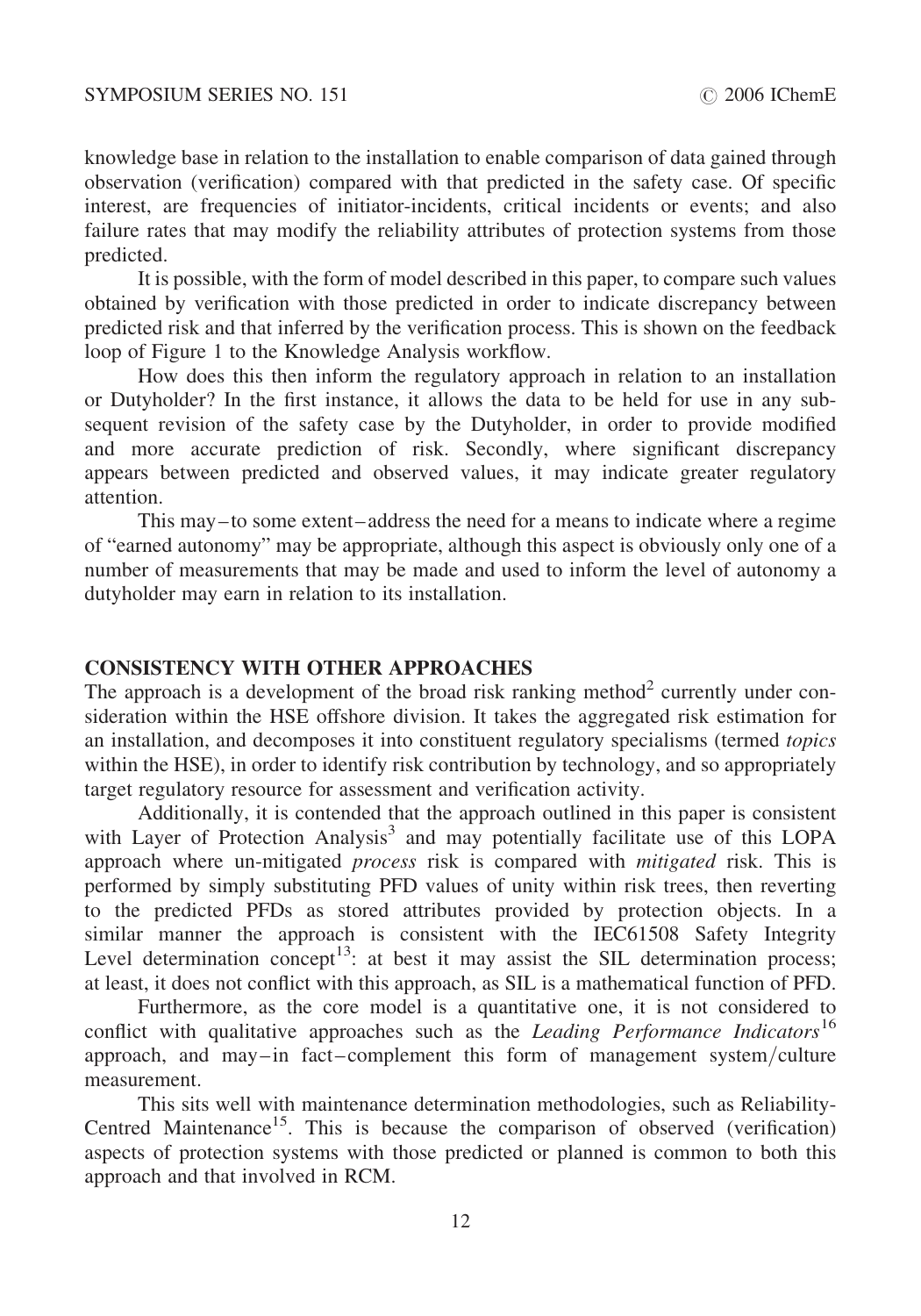knowledge base in relation to the installation to enable comparison of data gained through observation (verification) compared with that predicted in the safety case. Of specific interest, are frequencies of initiator-incidents, critical incidents or events; and also failure rates that may modify the reliability attributes of protection systems from those predicted.

It is possible, with the form of model described in this paper, to compare such values obtained by verification with those predicted in order to indicate discrepancy between predicted risk and that inferred by the verification process. This is shown on the feedback loop of Figure 1 to the Knowledge Analysis workflow.

How does this then inform the regulatory approach in relation to an installation or Dutyholder? In the first instance, it allows the data to be held for use in any subsequent revision of the safety case by the Dutyholder, in order to provide modified and more accurate prediction of risk. Secondly, where significant discrepancy appears between predicted and observed values, it may indicate greater regulatory attention.

This may – to some extent – address the need for a means to indicate where a regime of "earned autonomy" may be appropriate, although this aspect is obviously only one of a number of measurements that may be made and used to inform the level of autonomy a dutyholder may earn in relation to its installation.

## CONSISTENCY WITH OTHER APPROACHES

The approach is a development of the broad risk ranking method[2] currently under consideration within the HSE offshore division. It takes the aggregated risk estimation for an installation, and decomposes it into constituent regulatory specialisms (termed *topics* within the HSE), in order to identify risk contribution by technology, and so appropriately target regulatory resource for assessment and verification activity.

Additionally, it is contended that the approach outlined in this paper is consistent with Layer of Protection Analysis[3] and may potentially facilitate use of this LOPA approach where un-mitigated *process* risk is compared with *mitigated* risk. This is performed by simply substituting PFD values of unity within risk trees, then reverting to the predicted PFDs as stored attributes provided by protection objects. In a similar manner the approach is consistent with the IEC61508 Safety Integrity Level determination concept[13]: at best it may assist the SIL determination process; at least, it does not conflict with this approach, as SIL is a mathematical function of PFD.

Furthermore, as the core model is a quantitative one, it is not considered to conflict with qualitative approaches such as the *Leading Performance Indicators*[16] approach, and may – in fact – complement this form of management system/culture measurement.

This sits well with maintenance determination methodologies, such as Reliability-Centred Maintenance[15]. This is because the comparison of observed (verification) aspects of protection systems with those predicted or planned is common to both this approach and that involved in RCM.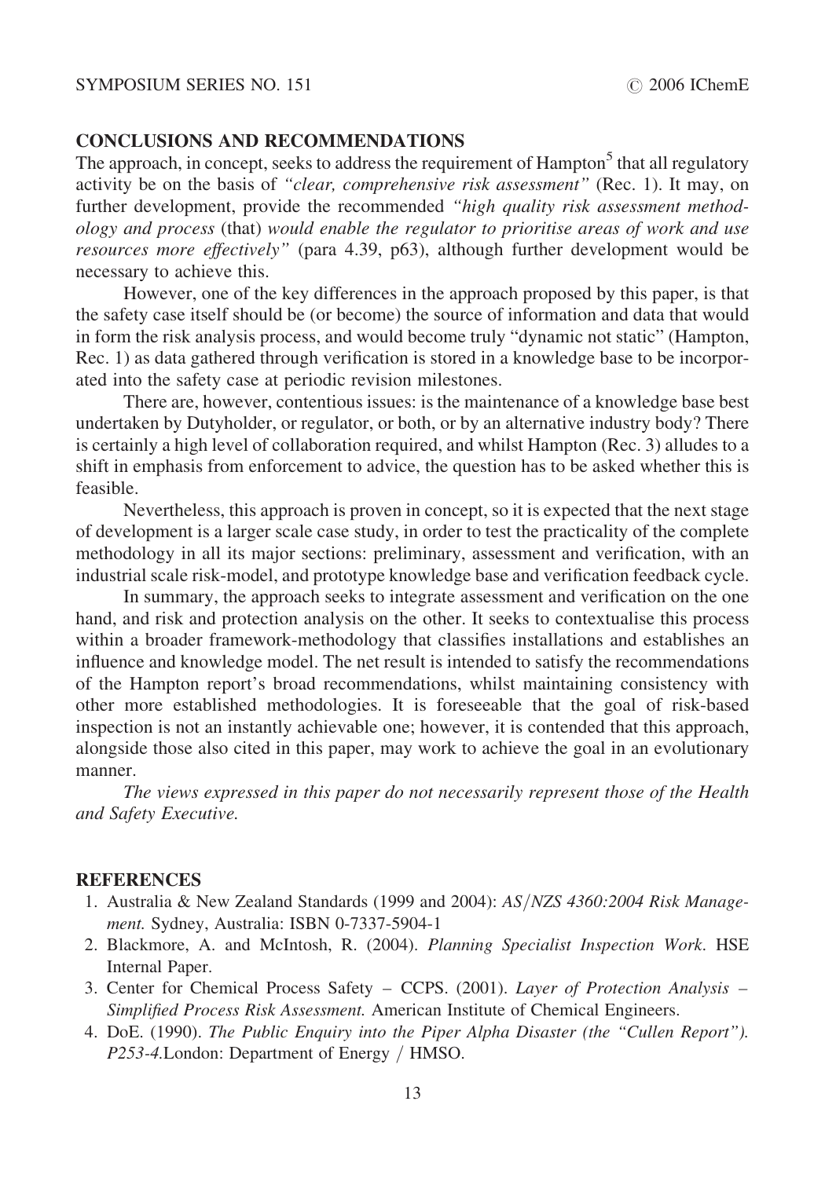## CONCLUSIONS AND RECOMMENDATIONS

The approach, in concept, seeks to address the requirement of Hampton[5] that all regulatory activity be on the basis of *"clear, comprehensive risk assessment"* (Rec. 1). It may, on further development, provide the recommended *"high quality risk assessment methodology and process* (that) *would enable the regulator to prioritise areas of work and use resources more effectively"* (para 4.39, p63), although further development would be necessary to achieve this.

However, one of the key differences in the approach proposed by this paper, is that the safety case itself should be (or become) the source of information and data that would in form the risk analysis process, and would become truly "dynamic not static" (Hampton, Rec. 1) as data gathered through verification is stored in a knowledge base to be incorporated into the safety case at periodic revision milestones.

There are, however, contentious issues: is the maintenance of a knowledge base best undertaken by Dutyholder, or regulator, or both, or by an alternative industry body? There is certainly a high level of collaboration required, and whilst Hampton (Rec. 3) alludes to a shift in emphasis from enforcement to advice, the question has to be asked whether this is feasible.

Nevertheless, this approach is proven in concept, so it is expected that the next stage of development is a larger scale case study, in order to test the practicality of the complete methodology in all its major sections: preliminary, assessment and verification, with an industrial scale risk-model, and prototype knowledge base and verification feedback cycle.

In summary, the approach seeks to integrate assessment and verification on the one hand, and risk and protection analysis on the other. It seeks to contextualise this process within a broader framework-methodology that classifies installations and establishes an influence and knowledge model. The net result is intended to satisfy the recommendations of the Hampton report's broad recommendations, whilst maintaining consistency with other more established methodologies. It is foreseeable that the goal of risk-based inspection is not an instantly achievable one; however, it is contended that this approach, alongside those also cited in this paper, may work to achieve the goal in an evolutionary manner.

*The views expressed in this paper do not necessarily represent those of the Health and Safety Executive.*

## REFERENCES

1. Australia & New Zealand Standards (1999 and 2004): *AS/NZS 4360:2004 Risk Management.* Sydney, Australia: ISBN 0-7337-5904-1
2. Blackmore, A. and McIntosh, R. (2004). *Planning Specialist Inspection Work*. HSE Internal Paper.
3. Center for Chemical Process Safety – CCPS. (2001). *Layer of Protection Analysis – Simplified Process Risk Assessment.* American Institute of Chemical Engineers.
4. DoE. (1990). *The Public Enquiry into the Piper Alpha Disaster (the "Cullen Report"). P253-4.*London: Department of Energy / HMSO.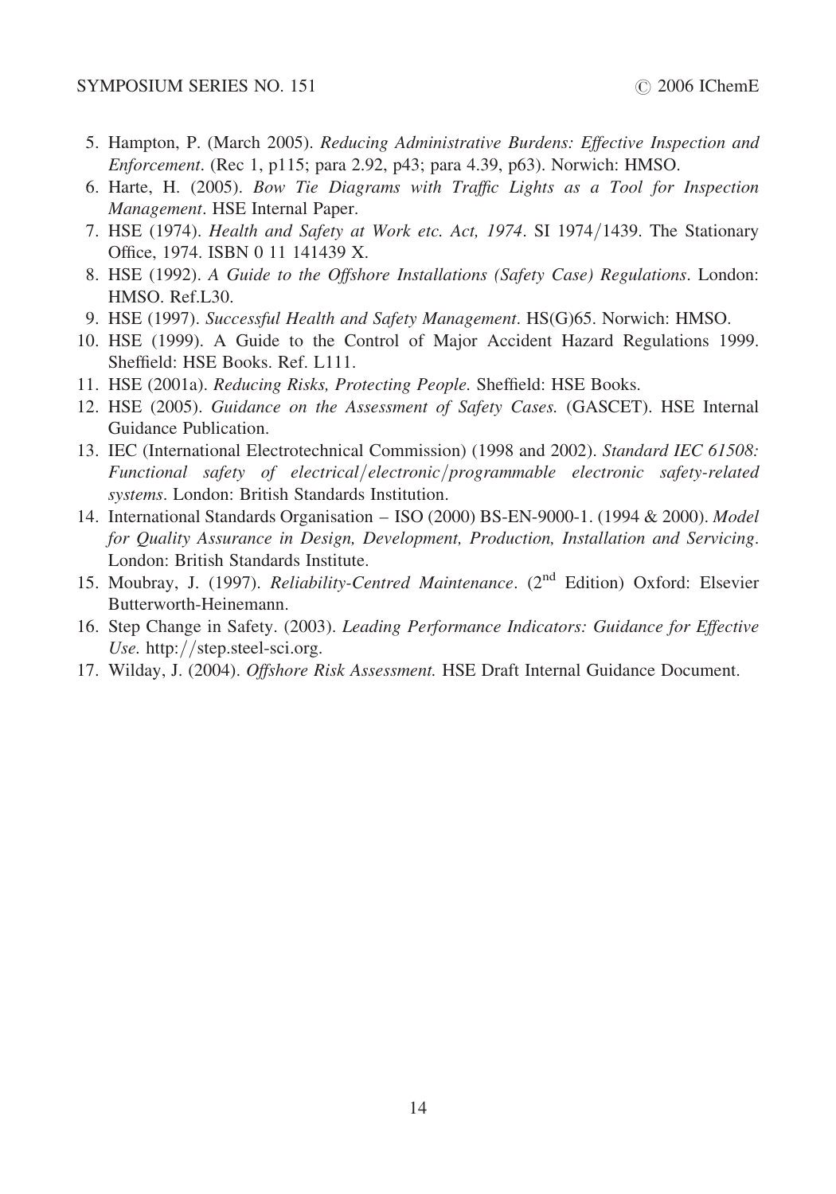5. Hampton, P. (March 2005). *Reducing Administrative Burdens: Effective Inspection and Enforcement*. (Rec 1, p115; para 2.92, p43; para 4.39, p63). Norwich: HMSO.
6. Harte, H. (2005). *Bow Tie Diagrams with Traffic Lights as a Tool for Inspection Management*. HSE Internal Paper.
7. HSE (1974). *Health and Safety at Work etc. Act, 1974*. SI 1974/1439. The Stationary Office, 1974. ISBN 0 11 141439 X.
8. HSE (1992). *A Guide to the Offshore Installations (Safety Case) Regulations*. London: HMSO. Ref.L30.
9. HSE (1997). *Successful Health and Safety Management*. HS(G)65. Norwich: HMSO.
10. HSE (1999). A Guide to the Control of Major Accident Hazard Regulations 1999. Sheffield: HSE Books. Ref. L111.
11. HSE (2001a). *Reducing Risks, Protecting People*. Sheffield: HSE Books.
12. HSE (2005). *Guidance on the Assessment of Safety Cases*. (GASCET). HSE Internal Guidance Publication.
13. IEC (International Electrotechnical Commission) (1998 and 2002). *Standard IEC 61508: Functional safety of electrical/electronic/programmable electronic safety-related systems*. London: British Standards Institution.
14. International Standards Organisation – ISO (2000) BS-EN-9000-1. (1994 & 2000). *Model for Quality Assurance in Design, Development, Production, Installation and Servicing*. London: British Standards Institute.
15. Moubray, J. (1997). *Reliability-Centred Maintenance*. (2nd Edition) Oxford: Elsevier Butterworth-Heinemann.
16. Step Change in Safety. (2003). *Leading Performance Indicators: Guidance for Effective Use*. http://step.steel-sci.org.
17. Wilday, J. (2004). *Offshore Risk Assessment*. HSE Draft Internal Guidance Document.